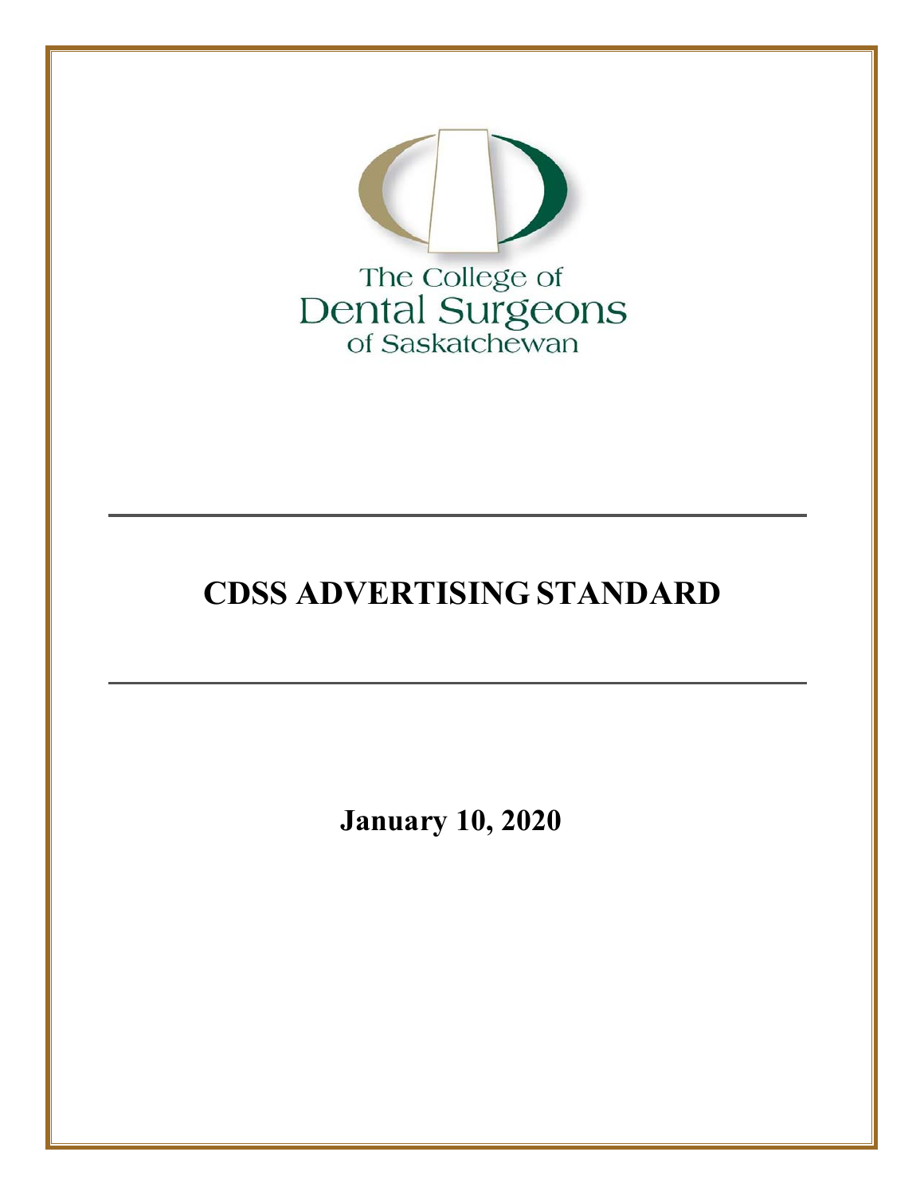The College of
Dental Surgeons
of Saskatchewan

# CDSS ADVERTISING STANDARD

**January 10, 2020**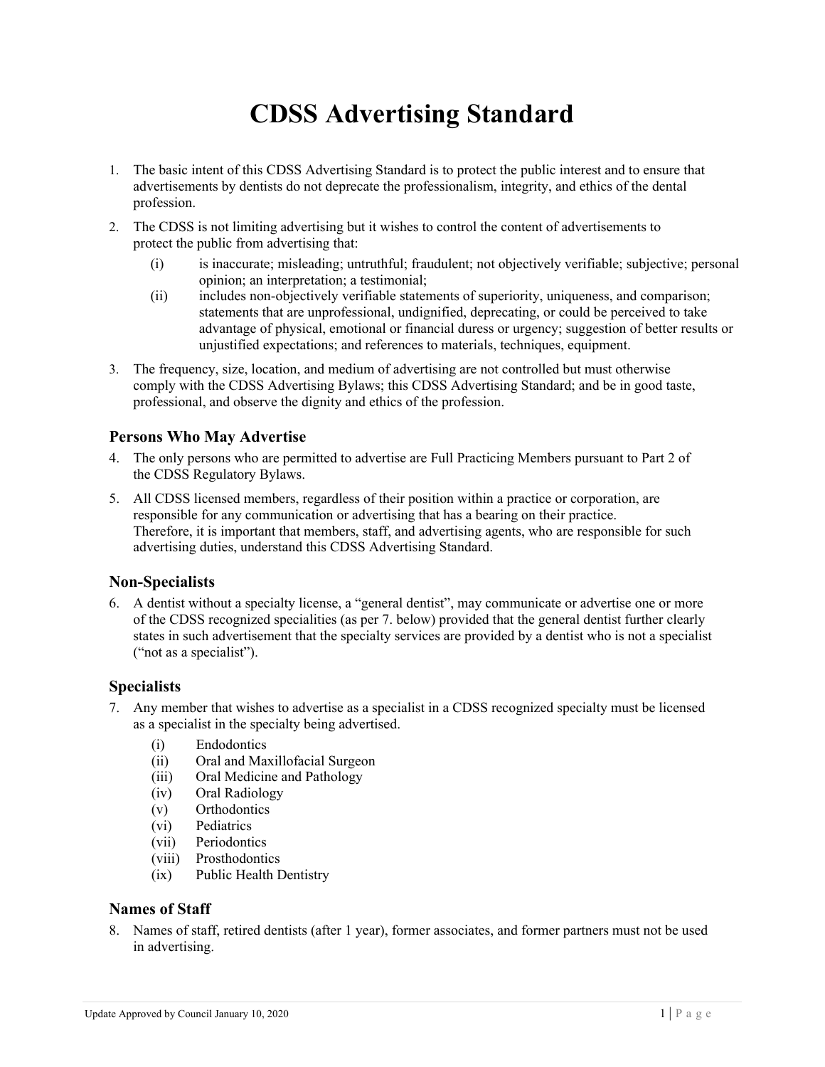# CDSS Advertising Standard

1. The basic intent of this CDSS Advertising Standard is to protect the public interest and to ensure that advertisements by dentists do not deprecate the professionalism, integrity, and ethics of the dental profession.
2. The CDSS is not limiting advertising but it wishes to control the content of advertisements to protect the public from advertising that:
   (i) is inaccurate; misleading; untruthful; fraudulent; not objectively verifiable; subjective; personal opinion; an interpretation; a testimonial;
   (ii) includes non-objectively verifiable statements of superiority, uniqueness, and comparison; statements that are unprofessional, undignified, deprecating, or could be perceived to take advantage of physical, emotional or financial duress or urgency; suggestion of better results or unjustified expectations; and references to materials, techniques, equipment.
3. The frequency, size, location, and medium of advertising are not controlled but must otherwise comply with the CDSS Advertising Bylaws; this CDSS Advertising Standard; and be in good taste, professional, and observe the dignity and ethics of the profession.

### Persons Who May Advertise

4. The only persons who are permitted to advertise are Full Practicing Members pursuant to Part 2 of the CDSS Regulatory Bylaws.
5. All CDSS licensed members, regardless of their position within a practice or corporation, are responsible for any communication or advertising that has a bearing on their practice. Therefore, it is important that members, staff, and advertising agents, who are responsible for such advertising duties, understand this CDSS Advertising Standard.

### Non-Specialists

6. A dentist without a specialty license, a "general dentist", may communicate or advertise one or more of the CDSS recognized specialities (as per 7. below) provided that the general dentist further clearly states in such advertisement that the specialty services are provided by a dentist who is not a specialist ("not as a specialist").

### Specialists

7. Any member that wishes to advertise as a specialist in a CDSS recognized specialty must be licensed as a specialist in the specialty being advertised.
   (i) Endodontics
   (ii) Oral and Maxillofacial Surgeon
   (iii) Oral Medicine and Pathology
   (iv) Oral Radiology
   (v) Orthodontics
   (vi) Pediatrics
   (vii) Periodontics
   (viii) Prosthodontics
   (ix) Public Health Dentistry

### Names of Staff

8. Names of staff, retired dentists (after 1 year), former associates, and former partners must not be used in advertising.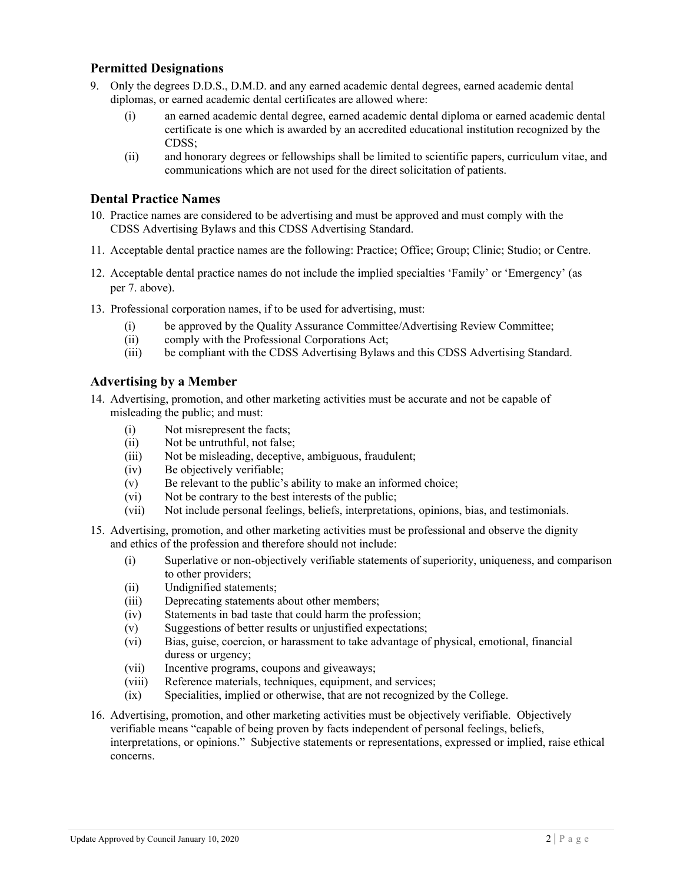## Permitted Designations

9. Only the degrees D.D.S., D.M.D. and any earned academic dental degrees, earned academic dental diplomas, or earned academic dental certificates are allowed where:
   - (i) an earned academic dental degree, earned academic dental diploma or earned academic dental certificate is one which is awarded by an accredited educational institution recognized by the CDSS;
   - (ii) and honorary degrees or fellowships shall be limited to scientific papers, curriculum vitae, and communications which are not used for the direct solicitation of patients.

## Dental Practice Names

10. Practice names are considered to be advertising and must be approved and must comply with the CDSS Advertising Bylaws and this CDSS Advertising Standard.
11. Acceptable dental practice names are the following: Practice; Office; Group; Clinic; Studio; or Centre.
12. Acceptable dental practice names do not include the implied specialties 'Family' or 'Emergency' (as per 7. above).
13. Professional corporation names, if to be used for advertising, must:
    - (i) be approved by the Quality Assurance Committee/Advertising Review Committee;
    - (ii) comply with the Professional Corporations Act;
    - (iii) be compliant with the CDSS Advertising Bylaws and this CDSS Advertising Standard.

## Advertising by a Member

14. Advertising, promotion, and other marketing activities must be accurate and not be capable of misleading the public; and must:
    - (i) Not misrepresent the facts;
    - (ii) Not be untruthful, not false;
    - (iii) Not be misleading, deceptive, ambiguous, fraudulent;
    - (iv) Be objectively verifiable;
    - (v) Be relevant to the public's ability to make an informed choice;
    - (vi) Not be contrary to the best interests of the public;
    - (vii) Not include personal feelings, beliefs, interpretations, opinions, bias, and testimonials.
15. Advertising, promotion, and other marketing activities must be professional and observe the dignity and ethics of the profession and therefore should not include:
    - (i) Superlative or non-objectively verifiable statements of superiority, uniqueness, and comparison to other providers;
    - (ii) Undignified statements;
    - (iii) Deprecating statements about other members;
    - (iv) Statements in bad taste that could harm the profession;
    - (v) Suggestions of better results or unjustified expectations;
    - (vi) Bias, guise, coercion, or harassment to take advantage of physical, emotional, financial duress or urgency;
    - (vii) Incentive programs, coupons and giveaways;
    - (viii) Reference materials, techniques, equipment, and services;
    - (ix) Specialities, implied or otherwise, that are not recognized by the College.
16. Advertising, promotion, and other marketing activities must be objectively verifiable. Objectively verifiable means "capable of being proven by facts independent of personal feelings, beliefs, interpretations, or opinions." Subjective statements or representations, expressed or implied, raise ethical concerns.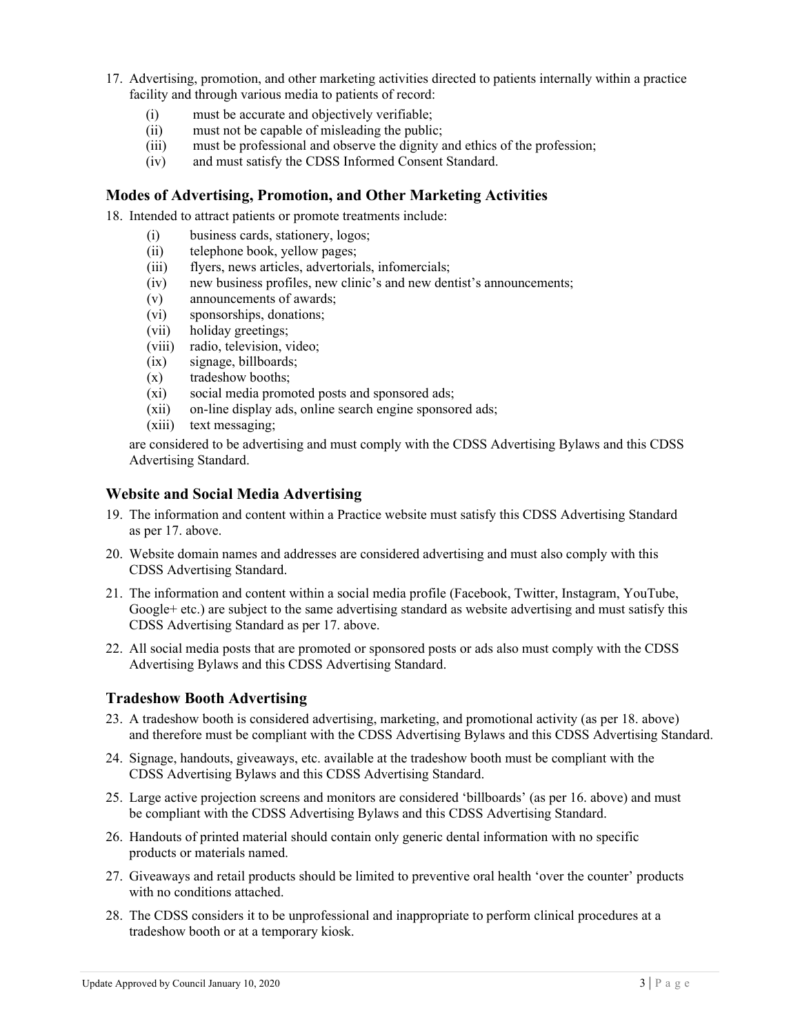17. Advertising, promotion, and other marketing activities directed to patients internally within a practice facility and through various media to patients of record:
    - (i) must be accurate and objectively verifiable;
    - (ii) must not be capable of misleading the public;
    - (iii) must be professional and observe the dignity and ethics of the profession;
    - (iv) and must satisfy the CDSS Informed Consent Standard.

### Modes of Advertising, Promotion, and Other Marketing Activities

18. Intended to attract patients or promote treatments include:
    - (i) business cards, stationery, logos;
    - (ii) telephone book, yellow pages;
    - (iii) flyers, news articles, advertorials, infomercials;
    - (iv) new business profiles, new clinic's and new dentist's announcements;
    - (v) announcements of awards;
    - (vi) sponsorships, donations;
    - (vii) holiday greetings;
    - (viii) radio, television, video;
    - (ix) signage, billboards;
    - (x) tradeshow booths;
    - (xi) social media promoted posts and sponsored ads;
    - (xii) on-line display ads, online search engine sponsored ads;
    - (xiii) text messaging;

    are considered to be advertising and must comply with the CDSS Advertising Bylaws and this CDSS Advertising Standard.

### Website and Social Media Advertising

19. The information and content within a Practice website must satisfy this CDSS Advertising Standard as per 17. above.
20. Website domain names and addresses are considered advertising and must also comply with this CDSS Advertising Standard.
21. The information and content within a social media profile (Facebook, Twitter, Instagram, YouTube, Google+ etc.) are subject to the same advertising standard as website advertising and must satisfy this CDSS Advertising Standard as per 17. above.
22. All social media posts that are promoted or sponsored posts or ads also must comply with the CDSS Advertising Bylaws and this CDSS Advertising Standard.

### Tradeshow Booth Advertising

23. A tradeshow booth is considered advertising, marketing, and promotional activity (as per 18. above) and therefore must be compliant with the CDSS Advertising Bylaws and this CDSS Advertising Standard.
24. Signage, handouts, giveaways, etc. available at the tradeshow booth must be compliant with the CDSS Advertising Bylaws and this CDSS Advertising Standard.
25. Large active projection screens and monitors are considered 'billboards' (as per 16. above) and must be compliant with the CDSS Advertising Bylaws and this CDSS Advertising Standard.
26. Handouts of printed material should contain only generic dental information with no specific products or materials named.
27. Giveaways and retail products should be limited to preventive oral health 'over the counter' products with no conditions attached.
28. The CDSS considers it to be unprofessional and inappropriate to perform clinical procedures at a tradeshow booth or at a temporary kiosk.